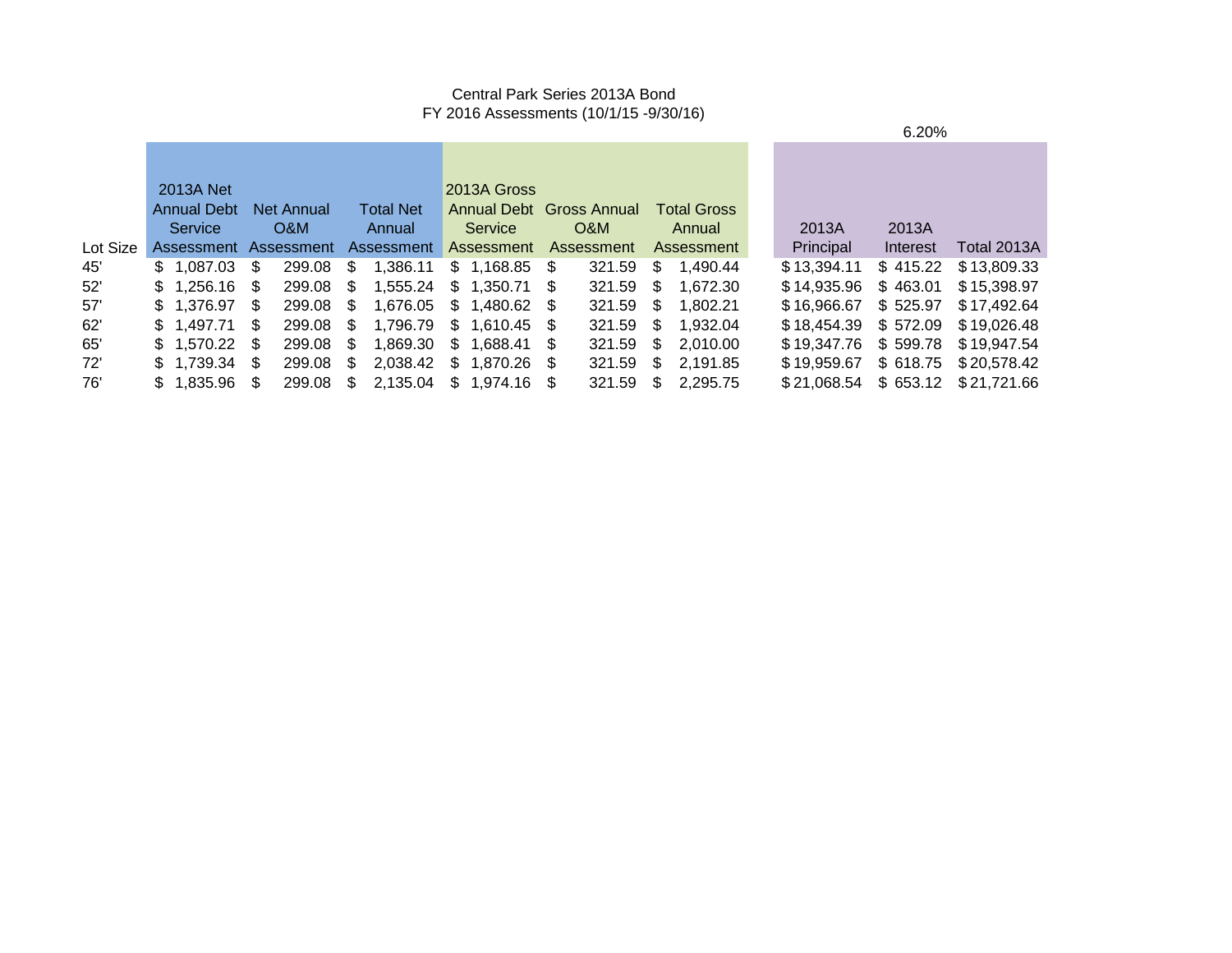Central Park Series 2013A Bond
FY 2016 Assessments (10/1/15 -9/30/16)

| Lot Size | 2013A Net Annual Debt Service Assessment | Net Annual O&M Assessment | Total Net Annual Assessment | 2013A Gross Annual Debt Service Assessment | Gross Annual O&M Assessment | Total Gross Annual Assessment | 2013A Principal | 2013A Interest (6.20%) | Total 2013A |
|---|---|---|---|---|---|---|---|---|---|
| 45' | $ 1,087.03 | $ 299.08 | $ 1,386.11 | $ 1,168.85 | $ 321.59 | $ 1,490.44 | $ 13,394.11 | $ 415.22 | $ 13,809.33 |
| 52' | $ 1,256.16 | $ 299.08 | $ 1,555.24 | $ 1,350.71 | $ 321.59 | $ 1,672.30 | $ 14,935.96 | $ 463.01 | $ 15,398.97 |
| 57' | $ 1,376.97 | $ 299.08 | $ 1,676.05 | $ 1,480.62 | $ 321.59 | $ 1,802.21 | $ 16,966.67 | $ 525.97 | $ 17,492.64 |
| 62' | $ 1,497.71 | $ 299.08 | $ 1,796.79 | $ 1,610.45 | $ 321.59 | $ 1,932.04 | $ 18,454.39 | $ 572.09 | $ 19,026.48 |
| 65' | $ 1,570.22 | $ 299.08 | $ 1,869.30 | $ 1,688.41 | $ 321.59 | $ 2,010.00 | $ 19,347.76 | $ 599.78 | $ 19,947.54 |
| 72' | $ 1,739.34 | $ 299.08 | $ 2,038.42 | $ 1,870.26 | $ 321.59 | $ 2,191.85 | $ 19,959.67 | $ 618.75 | $ 20,578.42 |
| 76' | $ 1,835.96 | $ 299.08 | $ 2,135.04 | $ 1,974.16 | $ 321.59 | $ 2,295.75 | $ 21,068.54 | $ 653.12 | $ 21,721.66 |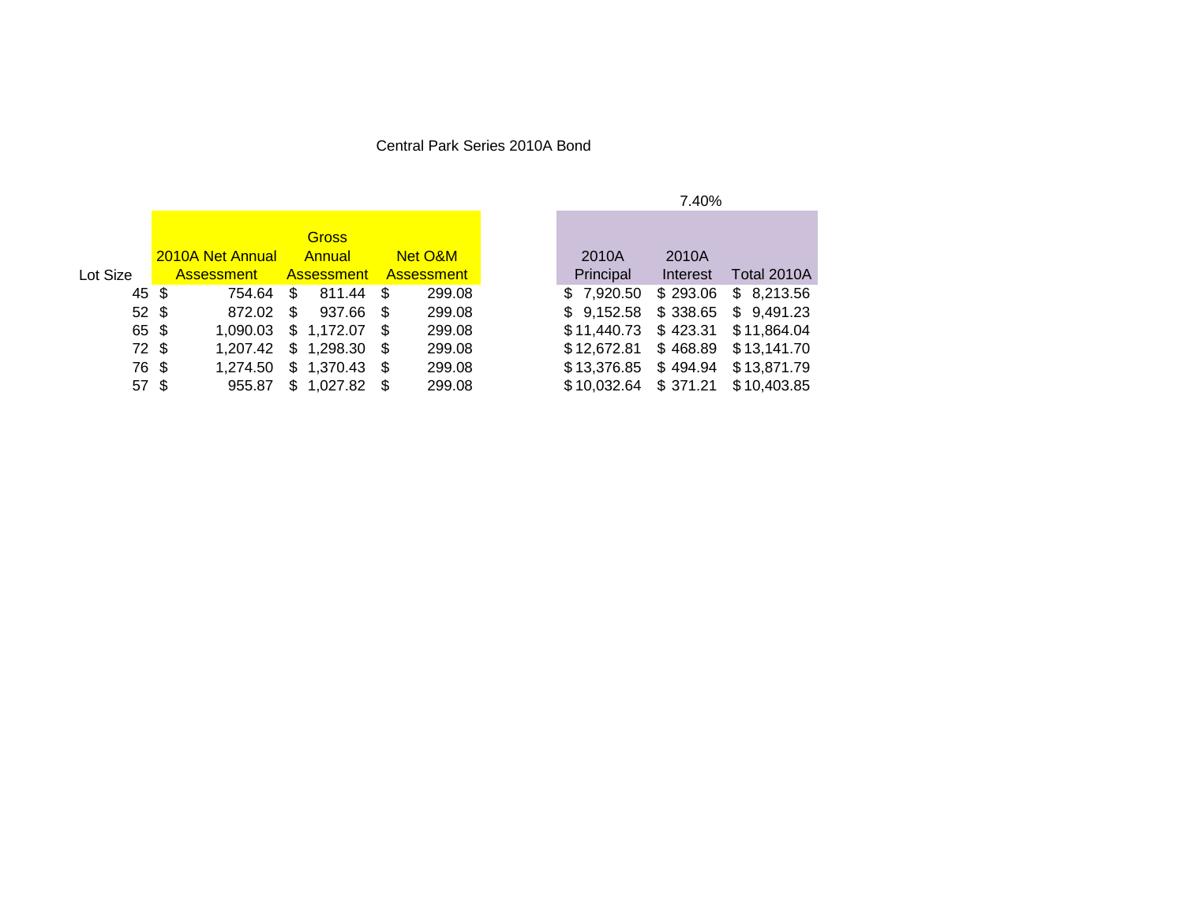Central Park Series 2010A Bond

| Lot Size | 2010A Net Annual Assessment | Gross Annual Assessment | Net O&M Assessment | | 2010A Principal | 2010A Interest | Total 2010A |
|---|---|---|---|---|---|---|---|
| | | | | | | 7.40% | |
| 45 | $ 754.64 | $ 811.44 | $ 299.08 | | $ 7,920.50 | $ 293.06 | $ 8,213.56 |
| 52 | $ 872.02 | $ 937.66 | $ 299.08 | | $ 9,152.58 | $ 338.65 | $ 9,491.23 |
| 65 | $ 1,090.03 | $ 1,172.07 | $ 299.08 | | $ 11,440.73 | $ 423.31 | $ 11,864.04 |
| 72 | $ 1,207.42 | $ 1,298.30 | $ 299.08 | | $ 12,672.81 | $ 468.89 | $ 13,141.70 |
| 76 | $ 1,274.50 | $ 1,370.43 | $ 299.08 | | $ 13,376.85 | $ 494.94 | $ 13,871.79 |
| 57 | $ 955.87 | $ 1,027.82 | $ 299.08 | | $ 10,032.64 | $ 371.21 | $ 10,403.85 |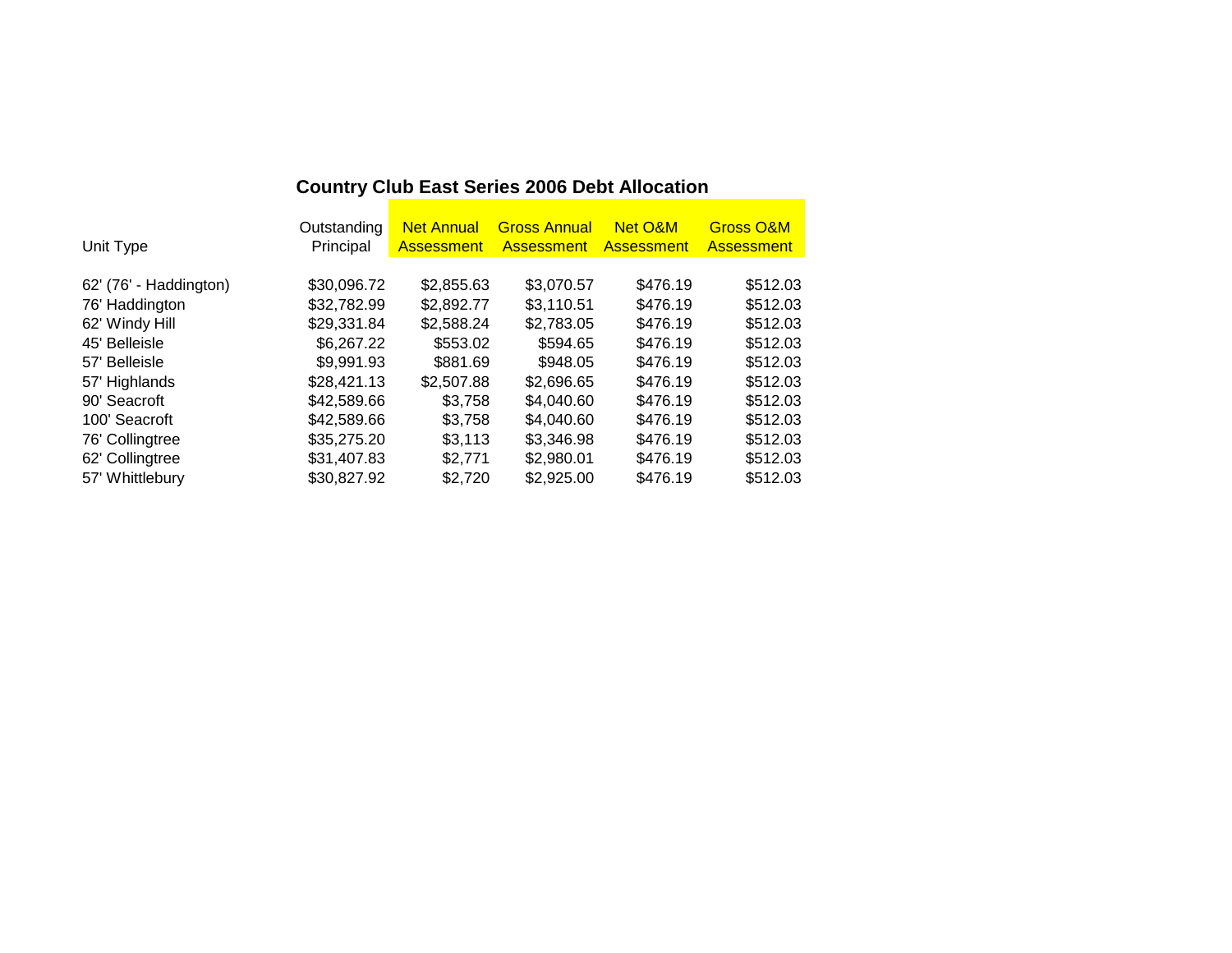## Country Club East Series 2006 Debt Allocation

| Unit Type | Outstanding Principal | Net Annual Assessment | Gross Annual Assessment | Net O&M Assessment | Gross O&M Assessment |
|---|---|---|---|---|---|
| 62' (76' - Haddington) | $30,096.72 | $2,855.63 | $3,070.57 | $476.19 | $512.03 |
| 76' Haddington | $32,782.99 | $2,892.77 | $3,110.51 | $476.19 | $512.03 |
| 62' Windy Hill | $29,331.84 | $2,588.24 | $2,783.05 | $476.19 | $512.03 |
| 45' Belleisle | $6,267.22 | $553.02 | $594.65 | $476.19 | $512.03 |
| 57' Belleisle | $9,991.93 | $881.69 | $948.05 | $476.19 | $512.03 |
| 57' Highlands | $28,421.13 | $2,507.88 | $2,696.65 | $476.19 | $512.03 |
| 90' Seacroft | $42,589.66 | $3,758 | $4,040.60 | $476.19 | $512.03 |
| 100' Seacroft | $42,589.66 | $3,758 | $4,040.60 | $476.19 | $512.03 |
| 76' Collingtree | $35,275.20 | $3,113 | $3,346.98 | $476.19 | $512.03 |
| 62' Collingtree | $31,407.83 | $2,771 | $2,980.01 | $476.19 | $512.03 |
| 57' Whittlebury | $30,827.92 | $2,720 | $2,925.00 | $476.19 | $512.03 |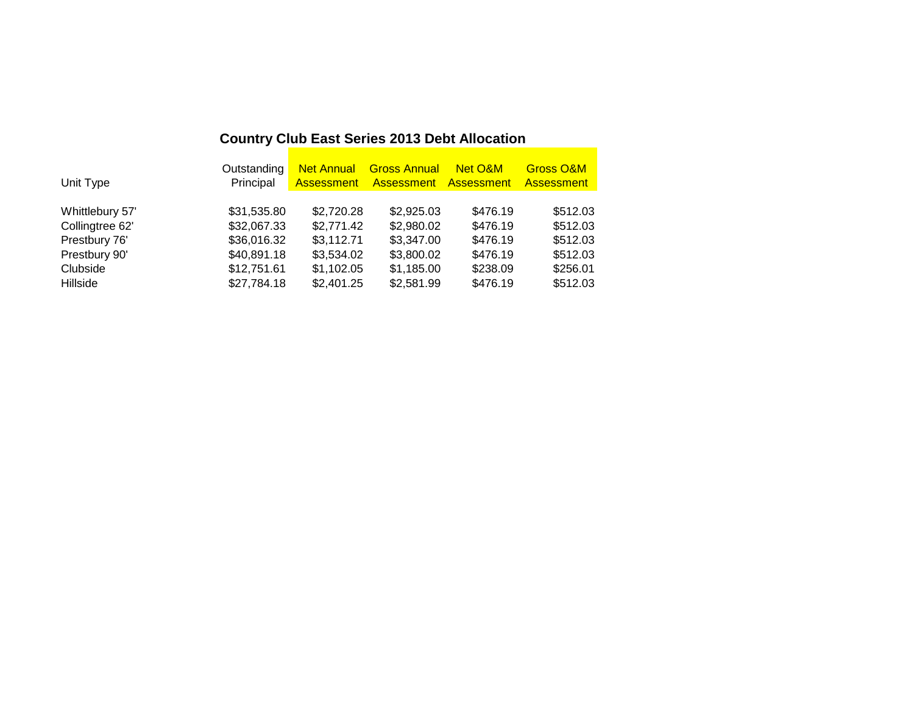## Country Club East Series 2013 Debt Allocation

| Unit Type | Outstanding Principal | Net Annual Assessment | Gross Annual Assessment | Net O&M Assessment | Gross O&M Assessment |
|---|---|---|---|---|---|
| Whittlebury 57' | $31,535.80 | $2,720.28 | $2,925.03 | $476.19 | $512.03 |
| Collingtree 62' | $32,067.33 | $2,771.42 | $2,980.02 | $476.19 | $512.03 |
| Prestbury 76' | $36,016.32 | $3,112.71 | $3,347.00 | $476.19 | $512.03 |
| Prestbury 90' | $40,891.18 | $3,534.02 | $3,800.02 | $476.19 | $512.03 |
| Clubside | $12,751.61 | $1,102.05 | $1,185.00 | $238.09 | $256.01 |
| Hillside | $27,784.18 | $2,401.25 | $2,581.99 | $476.19 | $512.03 |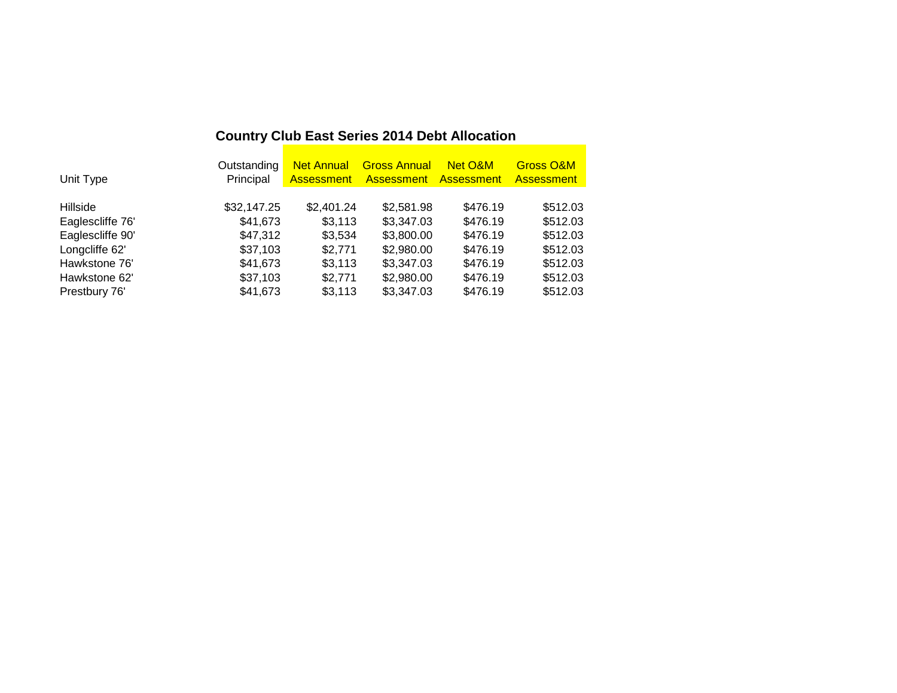## Country Club East Series 2014 Debt Allocation

| Unit Type | Outstanding Principal | Net Annual Assessment | Gross Annual Assessment | Net O&M Assessment | Gross O&M Assessment |
|---|---|---|---|---|---|
| Hillside | $32,147.25 | $2,401.24 | $2,581.98 | $476.19 | $512.03 |
| Eaglescliffe 76' | $41,673 | $3,113 | $3,347.03 | $476.19 | $512.03 |
| Eaglescliffe 90' | $47,312 | $3,534 | $3,800.00 | $476.19 | $512.03 |
| Longcliffe 62' | $37,103 | $2,771 | $2,980.00 | $476.19 | $512.03 |
| Hawkstone 76' | $41,673 | $3,113 | $3,347.03 | $476.19 | $512.03 |
| Hawkstone 62' | $37,103 | $2,771 | $2,980.00 | $476.19 | $512.03 |
| Prestbury 76' | $41,673 | $3,113 | $3,347.03 | $476.19 | $512.03 |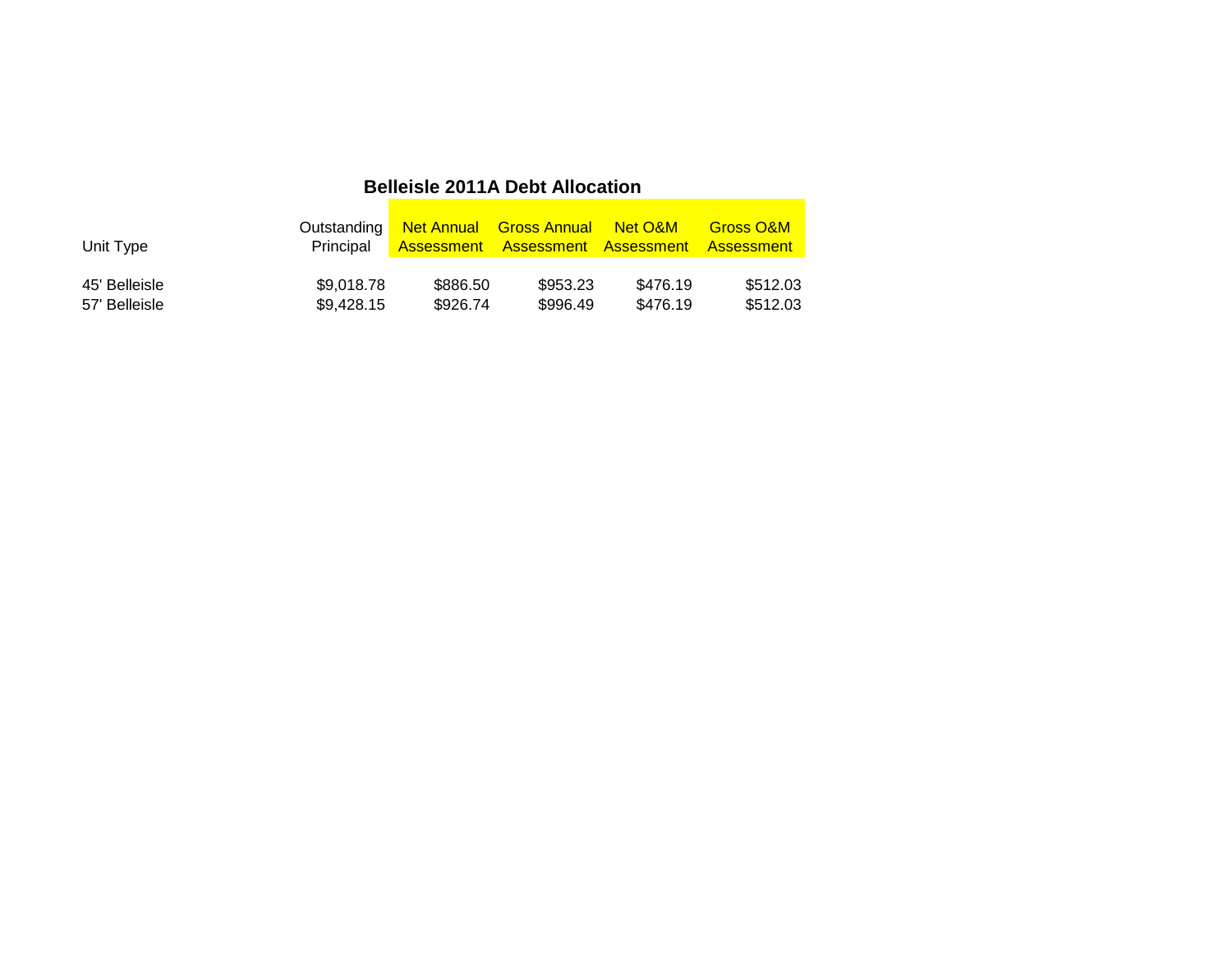## Belleisle 2011A Debt Allocation

| Unit Type | Outstanding Principal | Net Annual Assessment | Gross Annual Assessment | Net O&M Assessment | Gross O&M Assessment |
|---|---|---|---|---|---|
| 45' Belleisle | $9,018.78 | $886.50 | $953.23 | $476.19 | $512.03 |
| 57' Belleisle | $9,428.15 | $926.74 | $996.49 | $476.19 | $512.03 |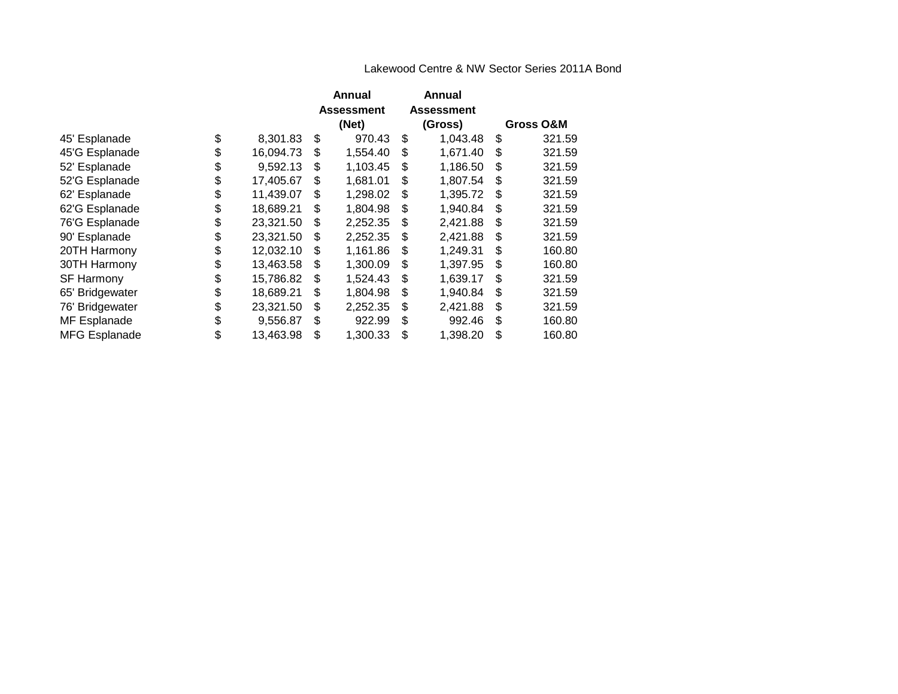Lakewood Centre & NW Sector Series 2011A Bond

| | | Annual Assessment (Net) | Annual Assessment (Gross) | Gross O&M |
|---|---|---|---|---|
| 45' Esplanade | $ 8,301.83 | $ 970.43 | $ 1,043.48 | $ 321.59 |
| 45'G Esplanade | $ 16,094.73 | $ 1,554.40 | $ 1,671.40 | $ 321.59 |
| 52' Esplanade | $ 9,592.13 | $ 1,103.45 | $ 1,186.50 | $ 321.59 |
| 52'G Esplanade | $ 17,405.67 | $ 1,681.01 | $ 1,807.54 | $ 321.59 |
| 62' Esplanade | $ 11,439.07 | $ 1,298.02 | $ 1,395.72 | $ 321.59 |
| 62'G Esplanade | $ 18,689.21 | $ 1,804.98 | $ 1,940.84 | $ 321.59 |
| 76'G Esplanade | $ 23,321.50 | $ 2,252.35 | $ 2,421.88 | $ 321.59 |
| 90' Esplanade | $ 23,321.50 | $ 2,252.35 | $ 2,421.88 | $ 321.59 |
| 20TH Harmony | $ 12,032.10 | $ 1,161.86 | $ 1,249.31 | $ 160.80 |
| 30TH Harmony | $ 13,463.58 | $ 1,300.09 | $ 1,397.95 | $ 160.80 |
| SF Harmony | $ 15,786.82 | $ 1,524.43 | $ 1,639.17 | $ 321.59 |
| 65' Bridgewater | $ 18,689.21 | $ 1,804.98 | $ 1,940.84 | $ 321.59 |
| 76' Bridgewater | $ 23,321.50 | $ 2,252.35 | $ 2,421.88 | $ 321.59 |
| MF Esplanade | $ 9,556.87 | $ 922.99 | $ 992.46 | $ 160.80 |
| MFG Esplanade | $ 13,463.98 | $ 1,300.33 | $ 1,398.20 | $ 160.80 |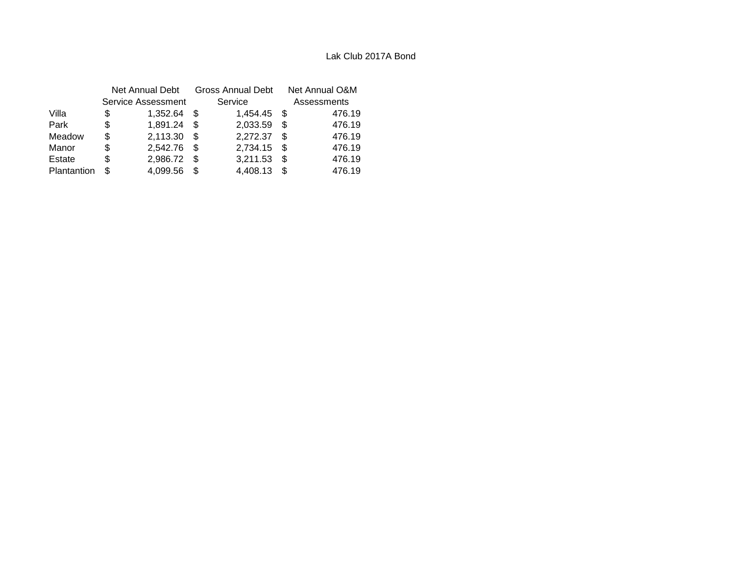Lak Club 2017A Bond

| | Net Annual Debt Service Assessment | Gross Annual Debt Service | Net Annual O&M Assessments |
|---|---|---|---|
| Villa | $ 1,352.64 | $ 1,454.45 | $ 476.19 |
| Park | $ 1,891.24 | $ 2,033.59 | $ 476.19 |
| Meadow | $ 2,113.30 | $ 2,272.37 | $ 476.19 |
| Manor | $ 2,542.76 | $ 2,734.15 | $ 476.19 |
| Estate | $ 2,986.72 | $ 3,211.53 | $ 476.19 |
| Plantantion | $ 4,099.56 | $ 4,408.13 | $ 476.19 |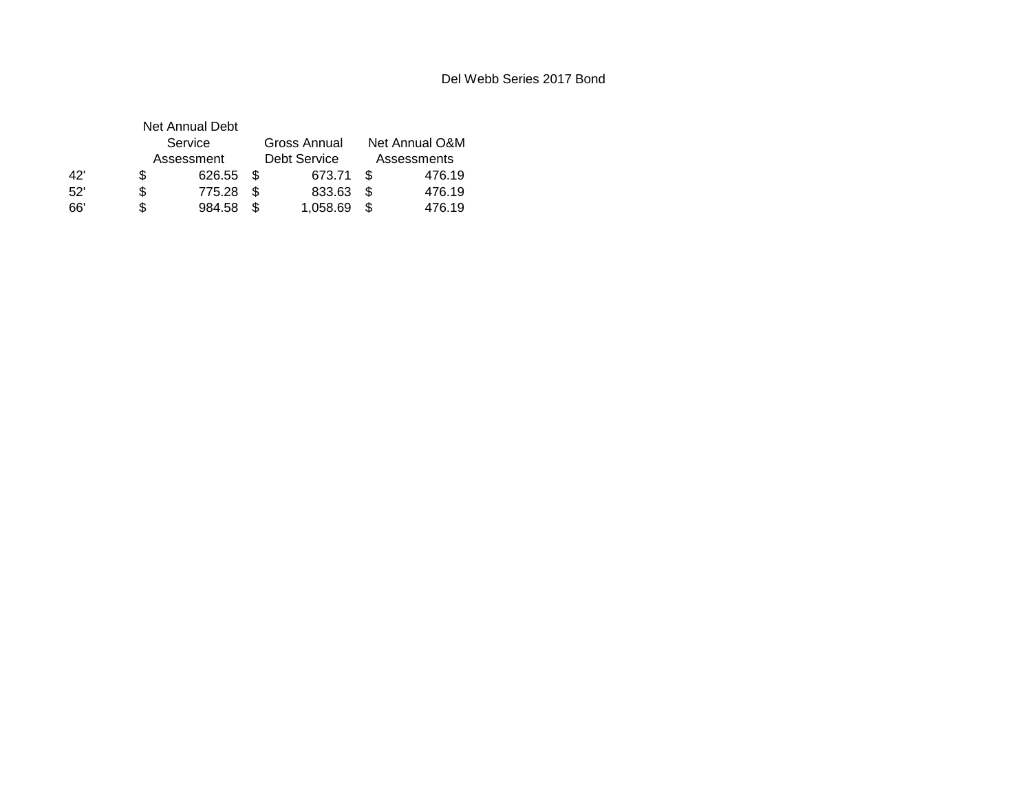# Del Webb Series 2017 Bond

| | Net Annual Debt Service Assessment | Gross Annual Debt Service | Net Annual O&M Assessments |
|---|---|---|---|
| 42' | $ 626.55 | $ 673.71 | $ 476.19 |
| 52' | $ 775.28 | $ 833.63 | $ 476.19 |
| 66' | $ 984.58 | $ 1,058.69 | $ 476.19 |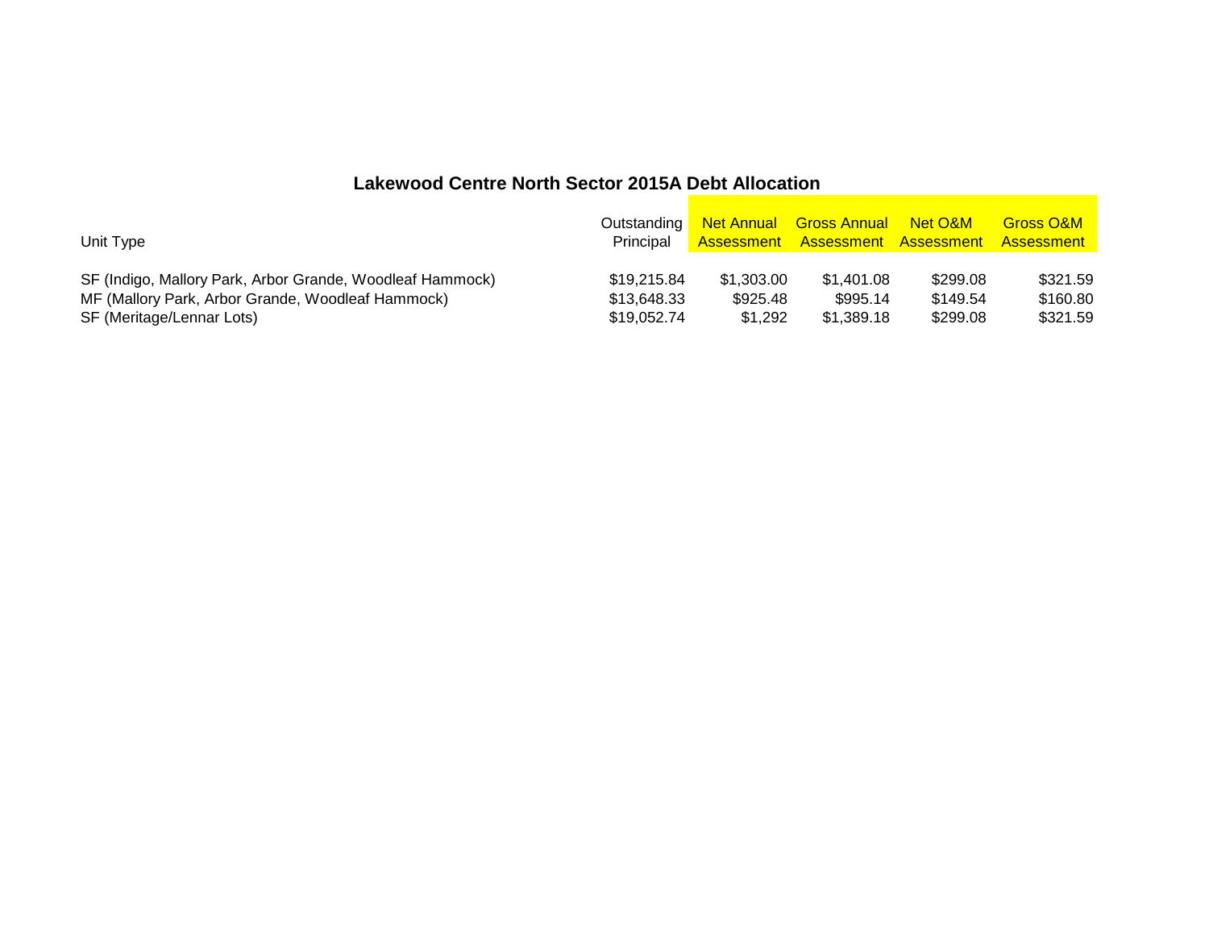## Lakewood Centre North Sector 2015A Debt Allocation

| Unit Type | Outstanding Principal | Net Annual Assessment | Gross Annual Assessment | Net O&M Assessment | Gross O&M Assessment |
|---|---|---|---|---|---|
| SF (Indigo, Mallory Park, Arbor Grande, Woodleaf Hammock) | $19,215.84 | $1,303.00 | $1,401.08 | $299.08 | $321.59 |
| MF (Mallory Park, Arbor Grande, Woodleaf Hammock) | $13,648.33 | $925.48 | $995.14 | $149.54 | $160.80 |
| SF (Meritage/Lennar Lots) | $19,052.74 | $1,292 | $1,389.18 | $299.08 | $321.59 |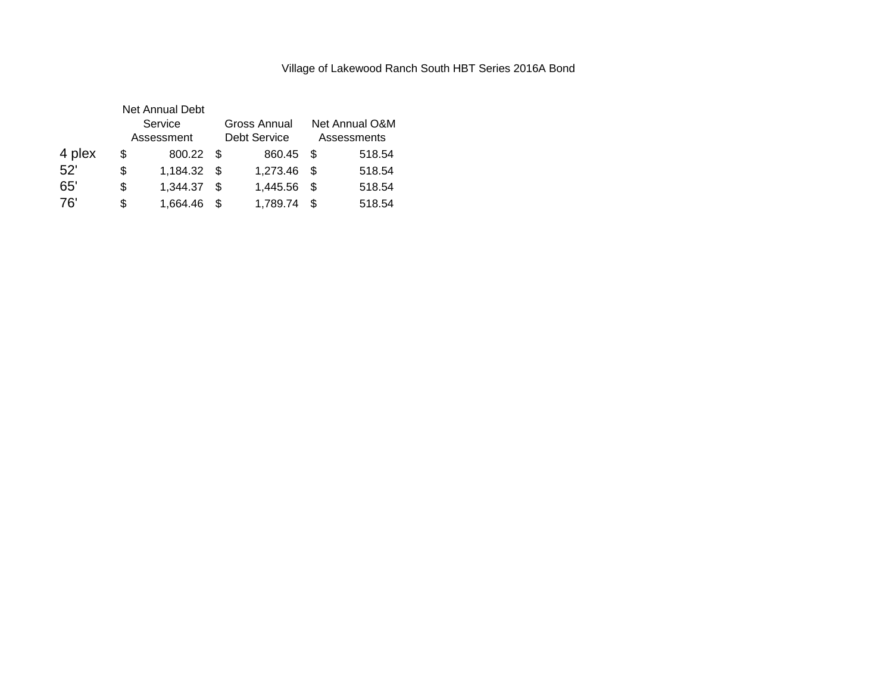# Village of Lakewood Ranch South HBT Series 2016A Bond

| | Net Annual Debt Service Assessment | Gross Annual Debt Service | Net Annual O&M Assessments |
|---|---|---|---|
| 4 plex | $ 800.22 | $ 860.45 | $ 518.54 |
| 52' | $ 1,184.32 | $ 1,273.46 | $ 518.54 |
| 65' | $ 1,344.37 | $ 1,445.56 | $ 518.54 |
| 76' | $ 1,664.46 | $ 1,789.74 | $ 518.54 |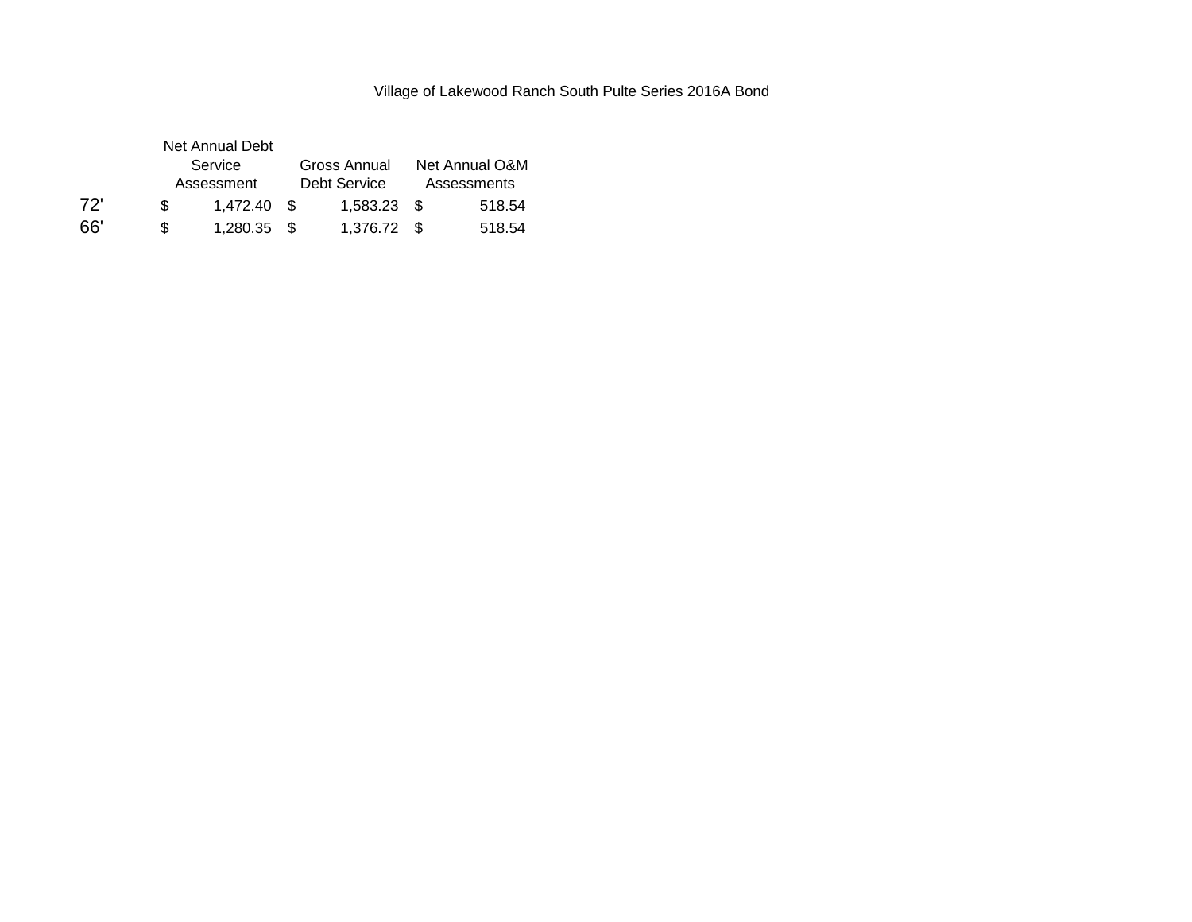Village of Lakewood Ranch South Pulte Series 2016A Bond

| | Net Annual Debt Service Assessment | Gross Annual Debt Service | Net Annual O&M Assessments |
|---|---|---|---|
| 72' | $ 1,472.40 | $ 1,583.23 | $ 518.54 |
| 66' | $ 1,280.35 | $ 1,376.72 | $ 518.54 |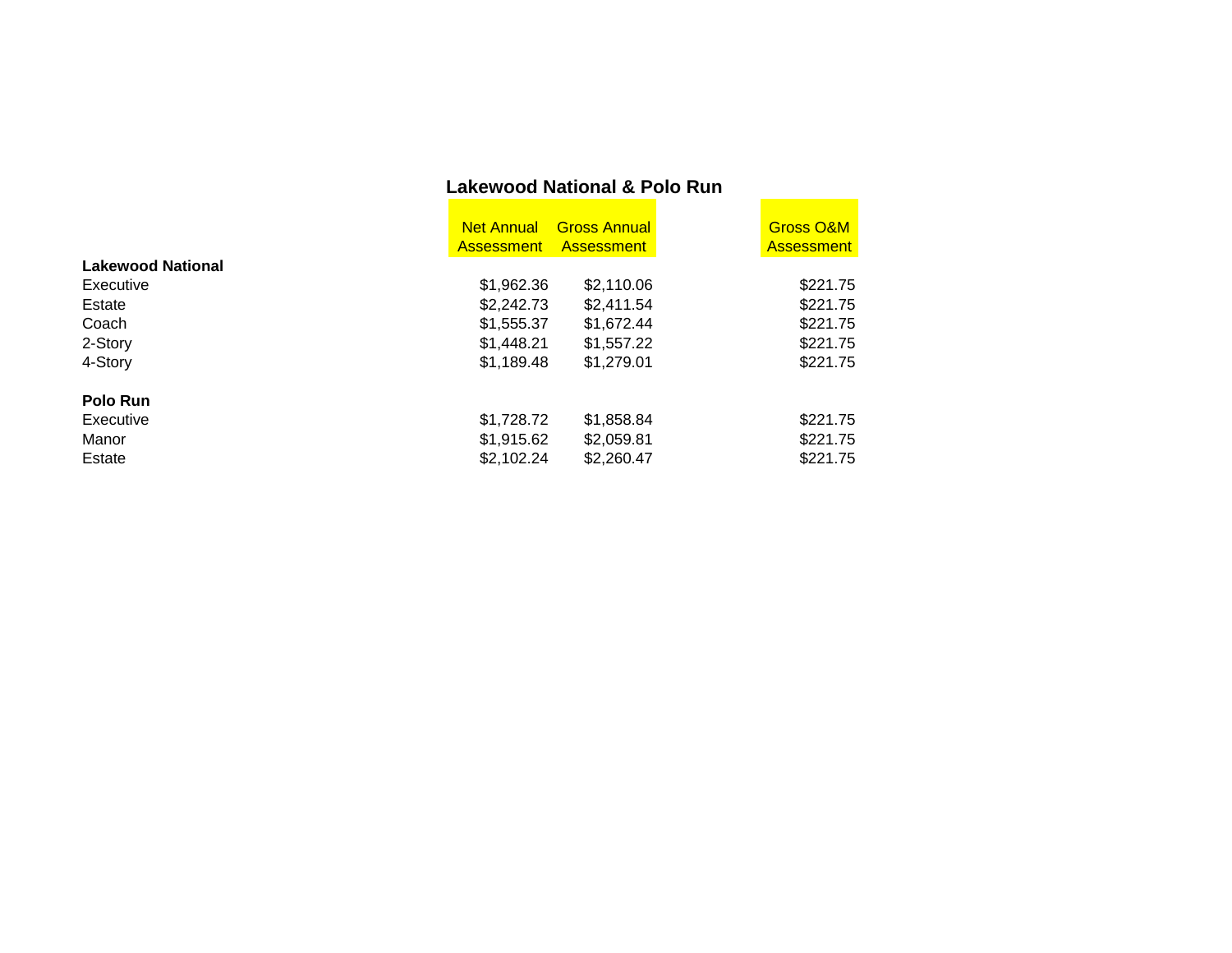## Lakewood National & Polo Run

| | Net Annual Assessment | Gross Annual Assessment | Gross O&M Assessment |
|---|---|---|---|
| **Lakewood National** | | | |
| Executive | $1,962.36 | $2,110.06 | $221.75 |
| Estate | $2,242.73 | $2,411.54 | $221.75 |
| Coach | $1,555.37 | $1,672.44 | $221.75 |
| 2-Story | $1,448.21 | $1,557.22 | $221.75 |
| 4-Story | $1,189.48 | $1,279.01 | $221.75 |
| | | | |
| **Polo Run** | | | |
| Executive | $1,728.72 | $1,858.84 | $221.75 |
| Manor | $1,915.62 | $2,059.81 | $221.75 |
| Estate | $2,102.24 | $2,260.47 | $221.75 |